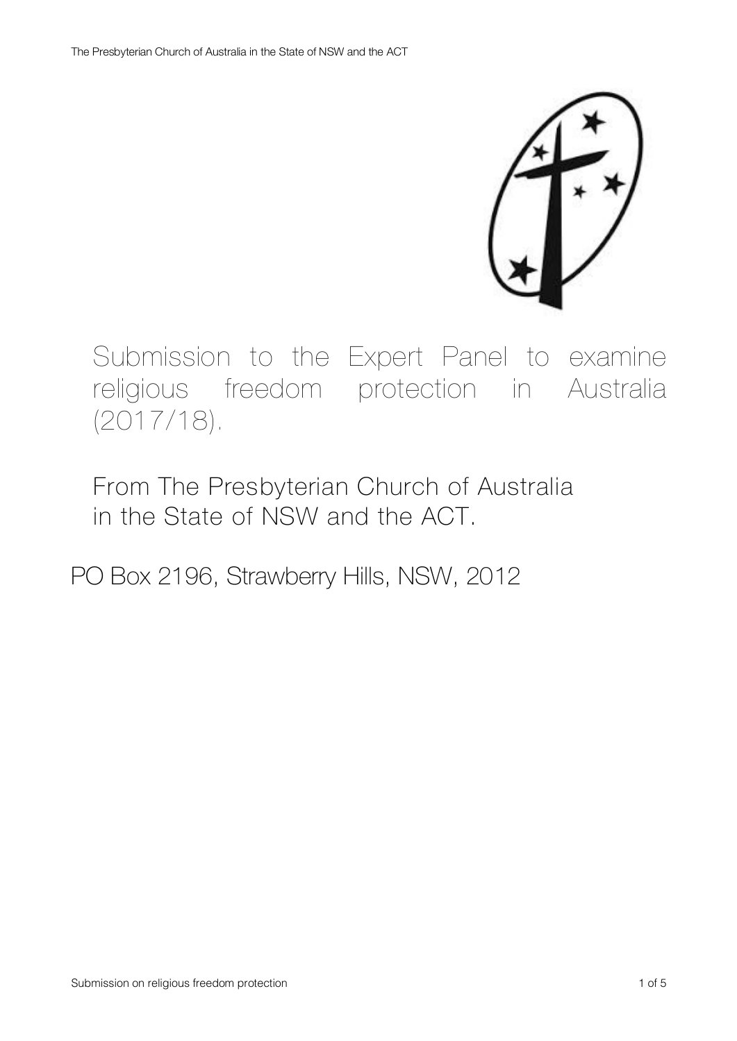# Submission to the Expert Panel to examine religious freedom protection in Australia (2017/18).

## From The Presbyterian Church of Australia in the State of NSW and the ACT.

PO Box 2196, Strawberry Hills, NSW, 2012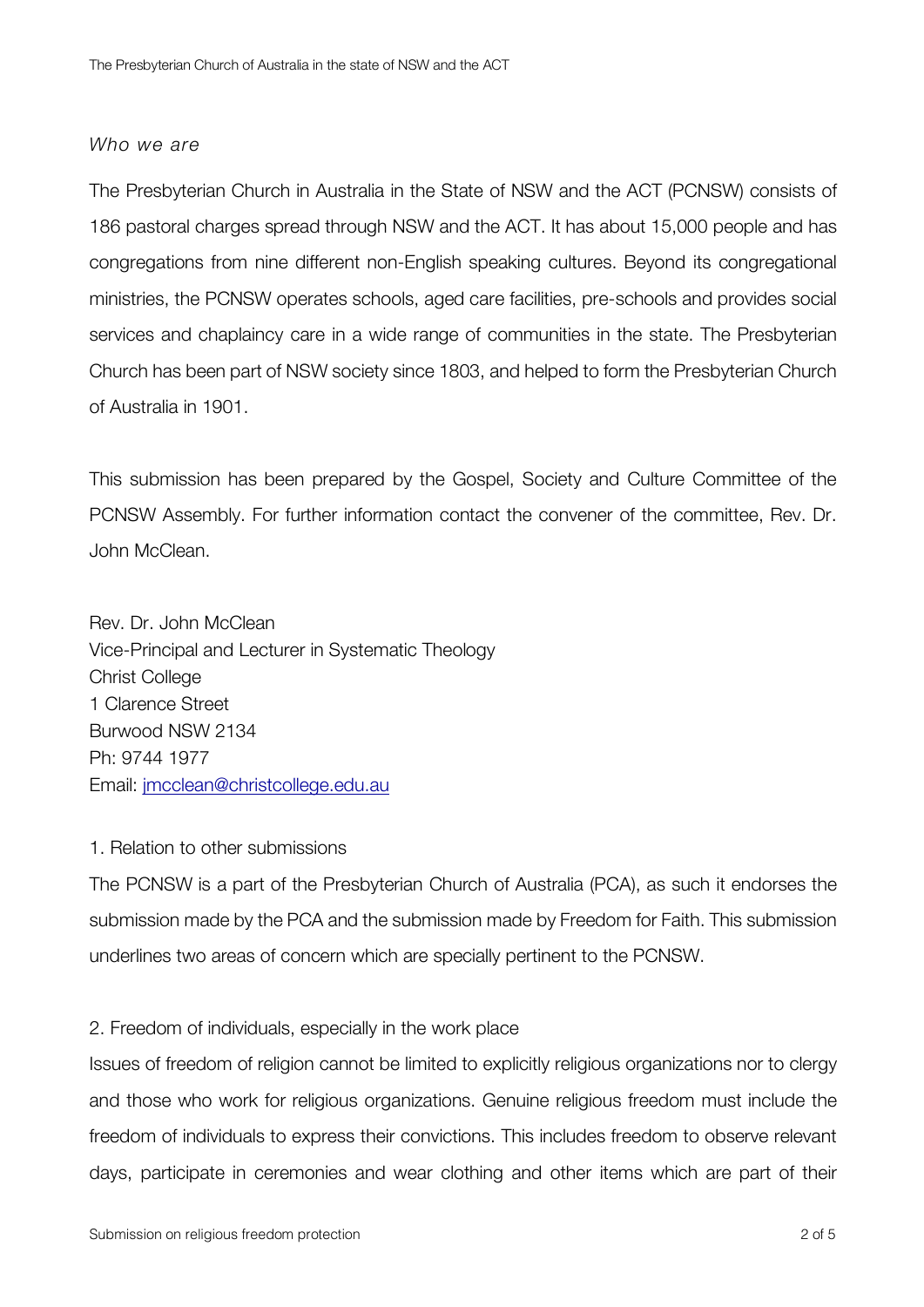*Who we are*

The Presbyterian Church in Australia in the State of NSW and the ACT (PCNSW) consists of 186 pastoral charges spread through NSW and the ACT. It has about 15,000 people and has congregations from nine different non-English speaking cultures. Beyond its congregational ministries, the PCNSW operates schools, aged care facilities, pre-schools and provides social services and chaplaincy care in a wide range of communities in the state. The Presbyterian Church has been part of NSW society since 1803, and helped to form the Presbyterian Church of Australia in 1901.

This submission has been prepared by the Gospel, Society and Culture Committee of the PCNSW Assembly. For further information contact the convener of the committee, Rev. Dr. John McClean.

Rev. Dr. John McClean
Vice-Principal and Lecturer in Systematic Theology
Christ College
1 Clarence Street
Burwood NSW 2134
Ph: 9744 1977
Email: jmcclean@christcollege.edu.au

1. Relation to other submissions

The PCNSW is a part of the Presbyterian Church of Australia (PCA), as such it endorses the submission made by the PCA and the submission made by Freedom for Faith. This submission underlines two areas of concern which are specially pertinent to the PCNSW.

2. Freedom of individuals, especially in the work place

Issues of freedom of religion cannot be limited to explicitly religious organizations nor to clergy and those who work for religious organizations. Genuine religious freedom must include the freedom of individuals to express their convictions. This includes freedom to observe relevant days, participate in ceremonies and wear clothing and other items which are part of their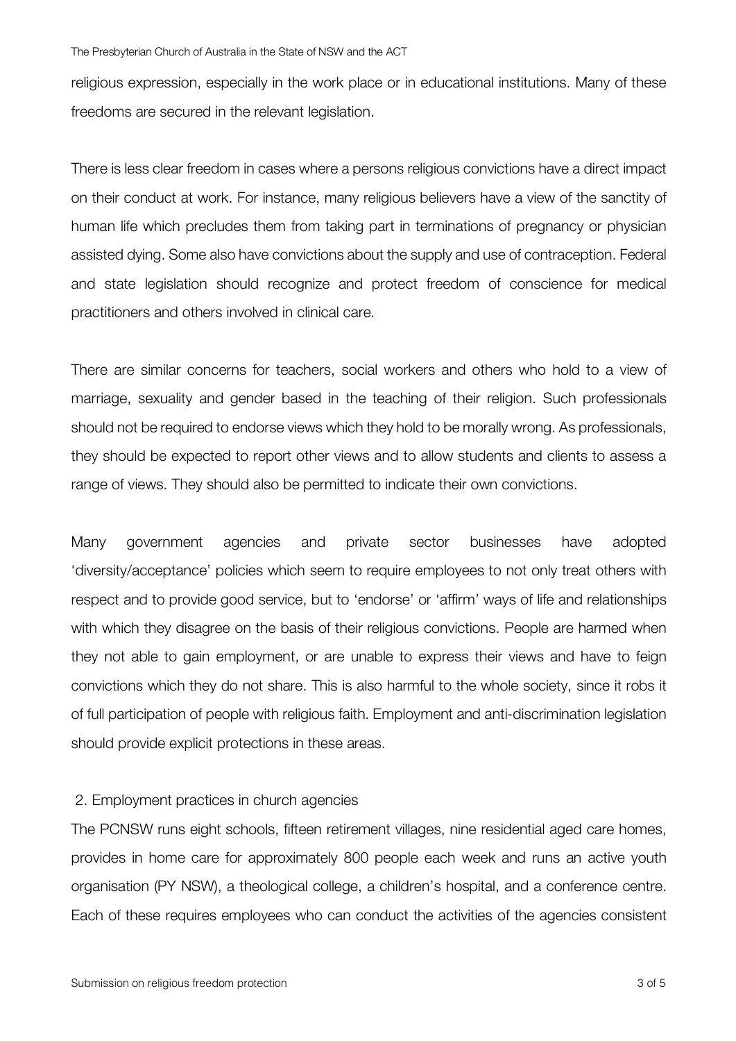religious expression, especially in the work place or in educational institutions. Many of these freedoms are secured in the relevant legislation.

There is less clear freedom in cases where a persons religious convictions have a direct impact on their conduct at work. For instance, many religious believers have a view of the sanctity of human life which precludes them from taking part in terminations of pregnancy or physician assisted dying. Some also have convictions about the supply and use of contraception. Federal and state legislation should recognize and protect freedom of conscience for medical practitioners and others involved in clinical care.

There are similar concerns for teachers, social workers and others who hold to a view of marriage, sexuality and gender based in the teaching of their religion. Such professionals should not be required to endorse views which they hold to be morally wrong. As professionals, they should be expected to report other views and to allow students and clients to assess a range of views. They should also be permitted to indicate their own convictions.

Many government agencies and private sector businesses have adopted 'diversity/acceptance' policies which seem to require employees to not only treat others with respect and to provide good service, but to 'endorse' or 'affirm' ways of life and relationships with which they disagree on the basis of their religious convictions. People are harmed when they not able to gain employment, or are unable to express their views and have to feign convictions which they do not share. This is also harmful to the whole society, since it robs it of full participation of people with religious faith. Employment and anti-discrimination legislation should provide explicit protections in these areas.

## 2. Employment practices in church agencies

The PCNSW runs eight schools, fifteen retirement villages, nine residential aged care homes, provides in home care for approximately 800 people each week and runs an active youth organisation (PY NSW), a theological college, a children's hospital, and a conference centre. Each of these requires employees who can conduct the activities of the agencies consistent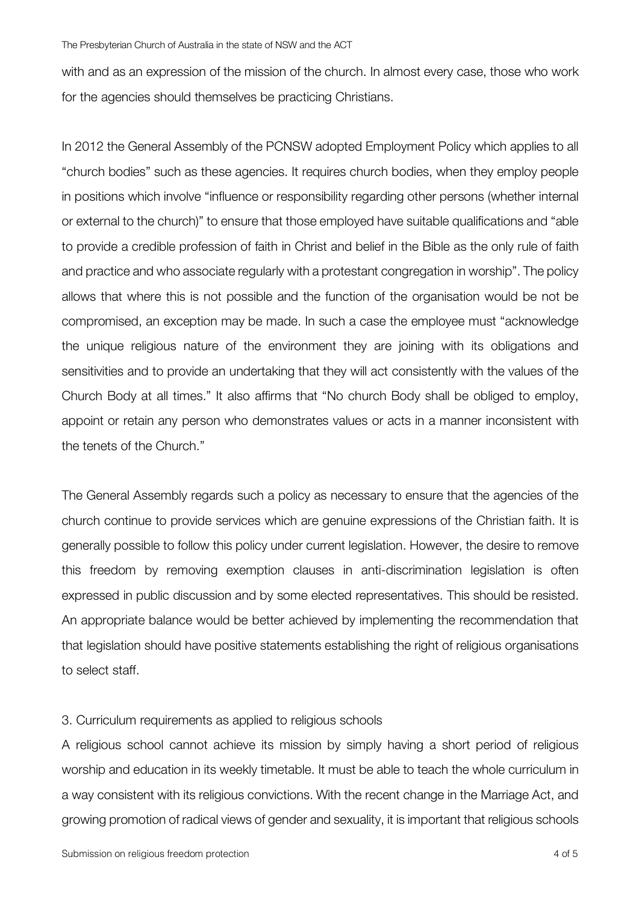with and as an expression of the mission of the church. In almost every case, those who work for the agencies should themselves be practicing Christians.

In 2012 the General Assembly of the PCNSW adopted Employment Policy which applies to all "church bodies" such as these agencies. It requires church bodies, when they employ people in positions which involve "influence or responsibility regarding other persons (whether internal or external to the church)" to ensure that those employed have suitable qualifications and "able to provide a credible profession of faith in Christ and belief in the Bible as the only rule of faith and practice and who associate regularly with a protestant congregation in worship". The policy allows that where this is not possible and the function of the organisation would be not be compromised, an exception may be made. In such a case the employee must "acknowledge the unique religious nature of the environment they are joining with its obligations and sensitivities and to provide an undertaking that they will act consistently with the values of the Church Body at all times." It also affirms that "No church Body shall be obliged to employ, appoint or retain any person who demonstrates values or acts in a manner inconsistent with the tenets of the Church."

The General Assembly regards such a policy as necessary to ensure that the agencies of the church continue to provide services which are genuine expressions of the Christian faith. It is generally possible to follow this policy under current legislation. However, the desire to remove this freedom by removing exemption clauses in anti-discrimination legislation is often expressed in public discussion and by some elected representatives. This should be resisted. An appropriate balance would be better achieved by implementing the recommendation that that legislation should have positive statements establishing the right of religious organisations to select staff.

3. Curriculum requirements as applied to religious schools

A religious school cannot achieve its mission by simply having a short period of religious worship and education in its weekly timetable. It must be able to teach the whole curriculum in a way consistent with its religious convictions. With the recent change in the Marriage Act, and growing promotion of radical views of gender and sexuality, it is important that religious schools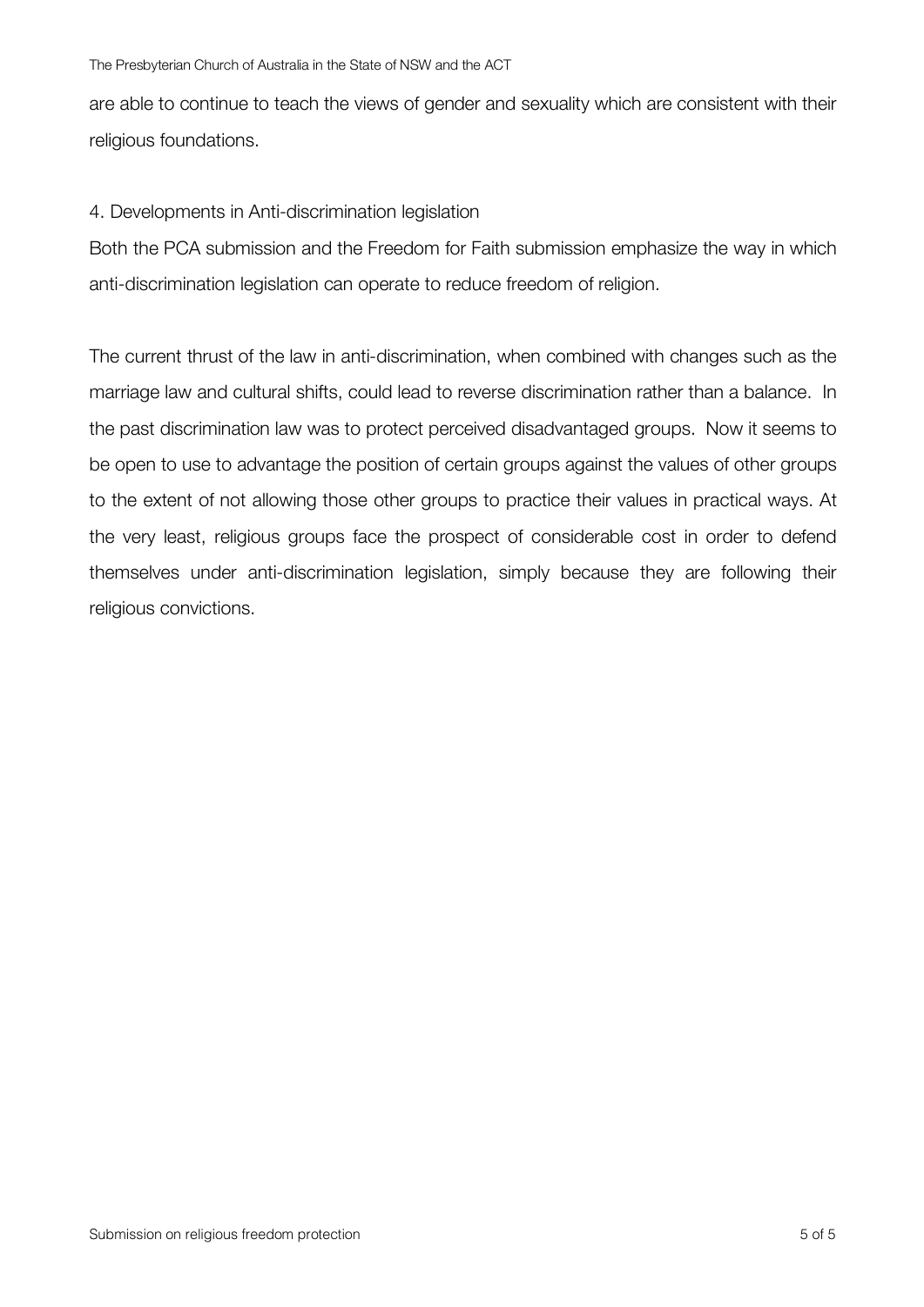are able to continue to teach the views of gender and sexuality which are consistent with their religious foundations.

## 4. Developments in Anti-discrimination legislation

Both the PCA submission and the Freedom for Faith submission emphasize the way in which anti-discrimination legislation can operate to reduce freedom of religion.

The current thrust of the law in anti-discrimination, when combined with changes such as the marriage law and cultural shifts, could lead to reverse discrimination rather than a balance. In the past discrimination law was to protect perceived disadvantaged groups. Now it seems to be open to use to advantage the position of certain groups against the values of other groups to the extent of not allowing those other groups to practice their values in practical ways. At the very least, religious groups face the prospect of considerable cost in order to defend themselves under anti-discrimination legislation, simply because they are following their religious convictions.